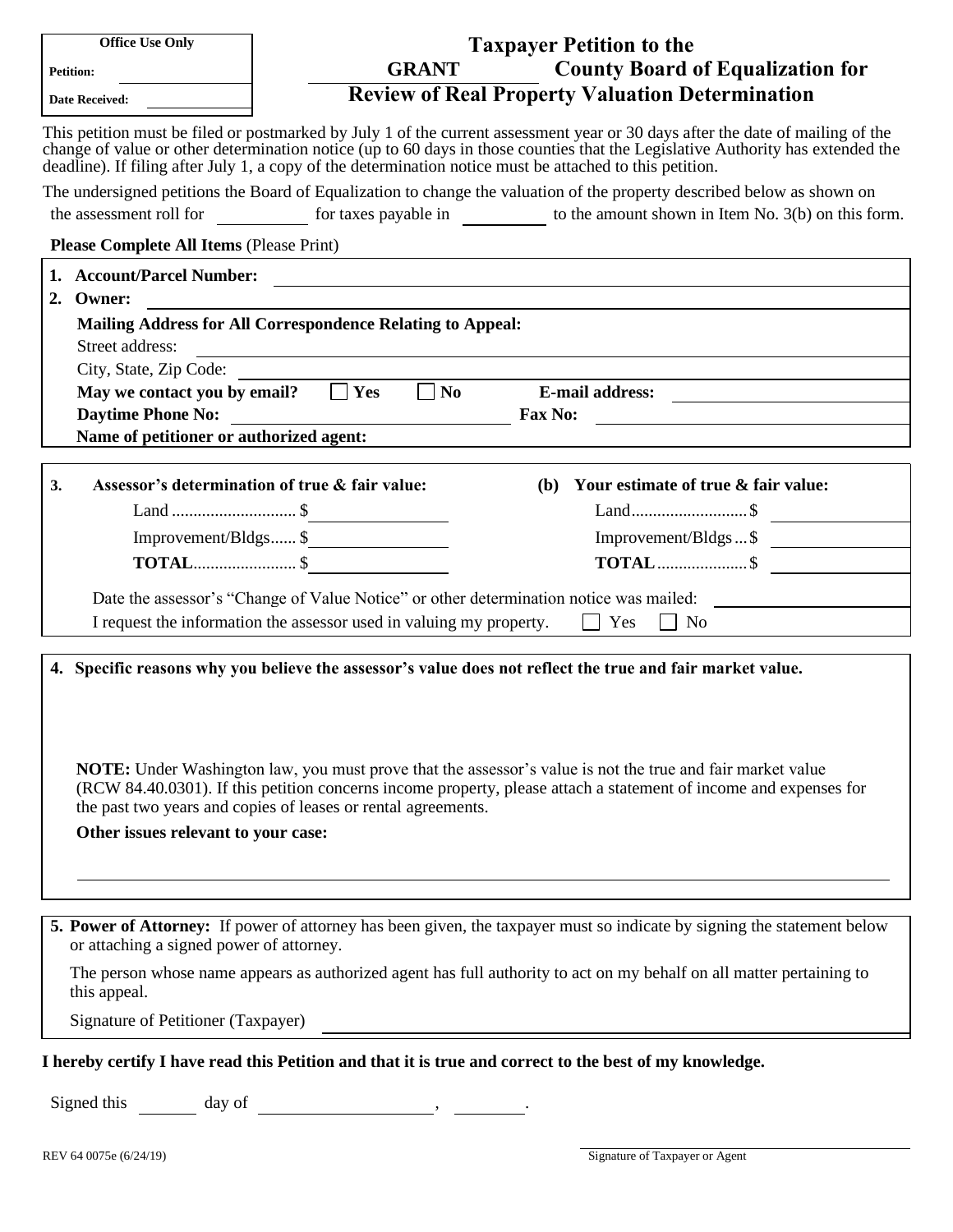| Office Use Only |
| --- |
| Petition: |
| Date Received: |

# Taxpayer Petition to the GRANT County Board of Equalization for Review of Real Property Valuation Determination

This petition must be filed or postmarked by July 1 of the current assessment year or 30 days after the date of mailing of the change of value or other determination notice (up to 60 days in those counties that the Legislative Authority has extended the deadline). If filing after July 1, a copy of the determination notice must be attached to this petition.

The undersigned petitions the Board of Equalization to change the valuation of the property described below as shown on the assessment roll for ________ for taxes payable in ________ to the amount shown in Item No. 3(b) on this form.

**Please Complete All Items** (Please Print)

**1. Account/Parcel Number:**

**2. Owner:**

**Mailing Address for All Correspondence Relating to Appeal:**

Street address:

City, State, Zip Code:

**May we contact you by email?** ☐ **Yes** ☐ **No** **E-mail address:**

**Daytime Phone No:** **Fax No:**

**Name of petitioner or authorized agent:**

**3. Assessor's determination of true & fair value:**

Land .......................... $

Improvement/Bldgs...... $

**TOTAL**...................... $

**(b) Your estimate of true & fair value:**

Land.......................... $

Improvement/Bldgs ... $

**TOTAL** .................... $

Date the assessor's "Change of Value Notice" or other determination notice was mailed:

I request the information the assessor used in valuing my property. ☐ Yes ☐ No

**4. Specific reasons why you believe the assessor's value does not reflect the true and fair market value.**

**NOTE:** Under Washington law, you must prove that the assessor's value is not the true and fair market value (RCW 84.40.0301). If this petition concerns income property, please attach a statement of income and expenses for the past two years and copies of leases or rental agreements.

**Other issues relevant to your case:**

**5. Power of Attorney:** If power of attorney has been given, the taxpayer must so indicate by signing the statement below or attaching a signed power of attorney.

The person whose name appears as authorized agent has full authority to act on my behalf on all matter pertaining to this appeal.

Signature of Petitioner (Taxpayer)

**I hereby certify I have read this Petition and that it is true and correct to the best of my knowledge.**

Signed this ______ day of ________________, ________.

Signature of Taxpayer or Agent

REV 64 0075e (6/24/19)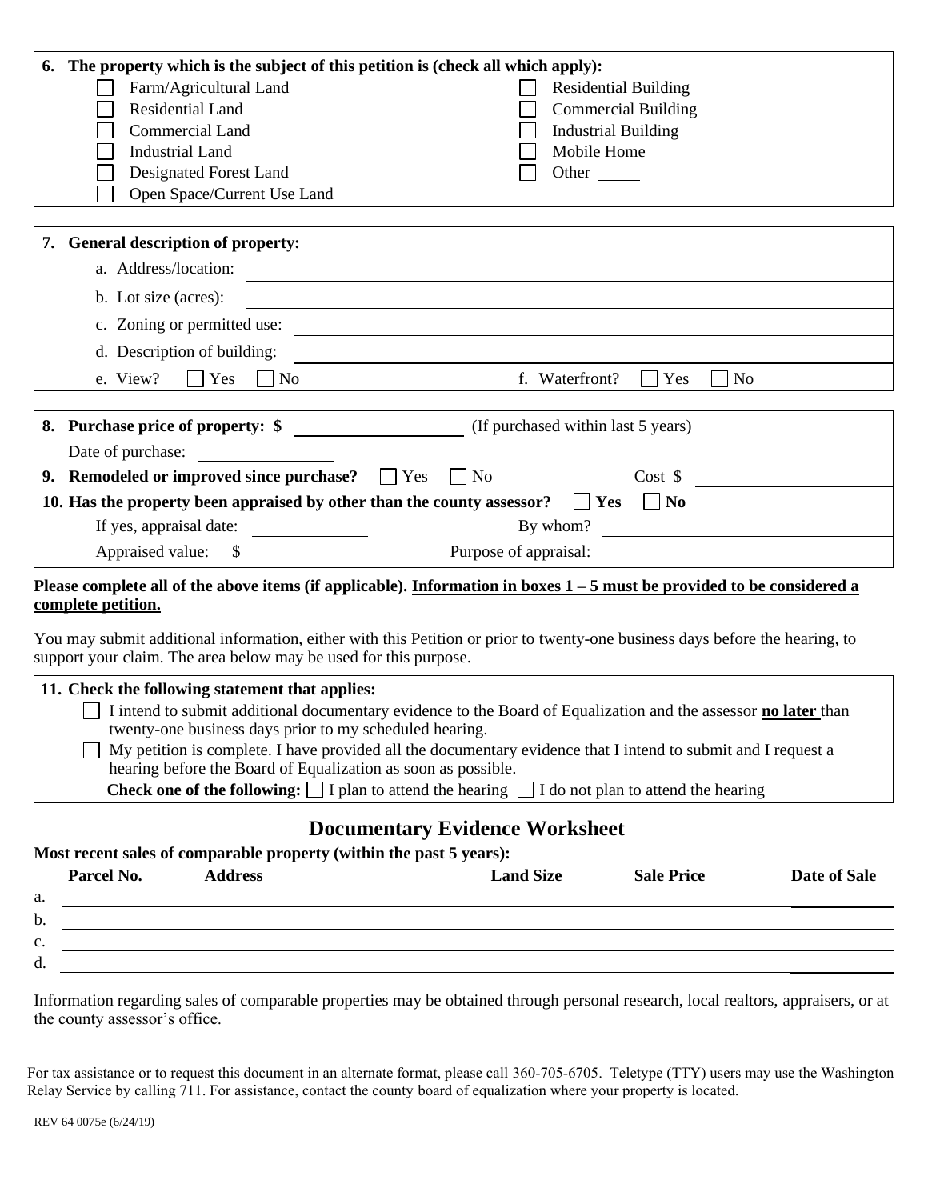**6. The property which is the subject of this petition is (check all which apply):**

- ☐ Farm/Agricultural Land
- ☐ Residential Land
- ☐ Commercial Land
- ☐ Industrial Land
- ☐ Designated Forest Land
- ☐ Open Space/Current Use Land
- ☐ Residential Building
- ☐ Commercial Building
- ☐ Industrial Building
- ☐ Mobile Home
- ☐ Other _____

**7. General description of property:**

a. Address/location: ____________________

b. Lot size (acres): ____________________

c. Zoning or permitted use: ____________________

d. Description of building: ____________________

e. View? ☐ Yes ☐ No

f. Waterfront? ☐ Yes ☐ No

**8. Purchase price of property: $** ____________ (If purchased within last 5 years)

Date of purchase: ____________

**9. Remodeled or improved since purchase?** ☐ Yes ☐ No Cost $ ____________

**10. Has the property been appraised by other than the county assessor?** ☐ **Yes** ☐ **No**

If yes, appraisal date: ____________ By whom? ____________

Appraised value: $ ____________ Purpose of appraisal: ____________

**Please complete all of the above items (if applicable). Information in boxes 1 – 5 must be provided to be considered a complete petition.**

You may submit additional information, either with this Petition or prior to twenty-one business days before the hearing, to support your claim. The area below may be used for this purpose.

**11. Check the following statement that applies:**

☐ I intend to submit additional documentary evidence to the Board of Equalization and the assessor **no later** than twenty-one business days prior to my scheduled hearing.

☐ My petition is complete. I have provided all the documentary evidence that I intend to submit and I request a hearing before the Board of Equalization as soon as possible.

**Check one of the following:** ☐ I plan to attend the hearing ☐ I do not plan to attend the hearing

## Documentary Evidence Worksheet

**Most recent sales of comparable property (within the past 5 years):**

| | Parcel No. | Address | Land Size | Sale Price | Date of Sale |
|---|---|---|---|---|---|
| a. | | | | | |
| b. | | | | | |
| c. | | | | | |
| d. | | | | | |

Information regarding sales of comparable properties may be obtained through personal research, local realtors, appraisers, or at the county assessor's office.

For tax assistance or to request this document in an alternate format, please call 360-705-6705. Teletype (TTY) users may use the Washington Relay Service by calling 711. For assistance, contact the county board of equalization where your property is located.

REV 64 0075e (6/24/19)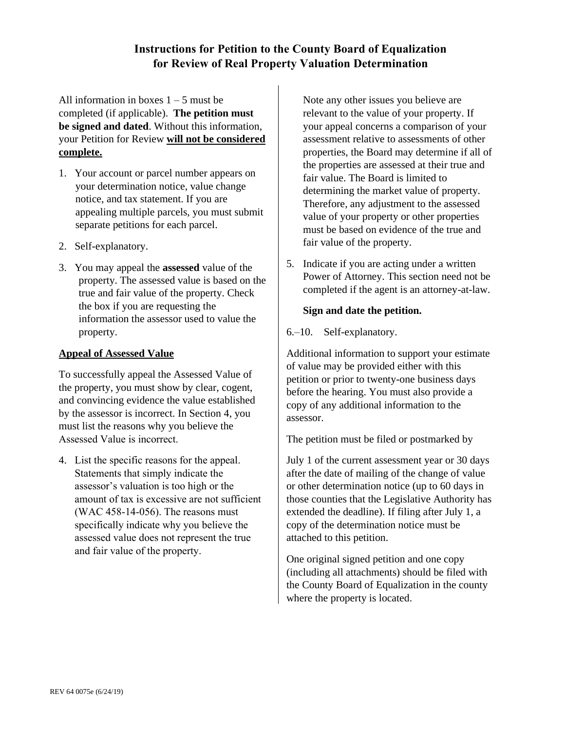# Instructions for Petition to the County Board of Equalization for Review of Real Property Valuation Determination

All information in boxes 1 – 5 must be completed (if applicable). **The petition must be signed and dated**. Without this information, your Petition for Review **will not be considered complete.**

1. Your account or parcel number appears on your determination notice, value change notice, and tax statement. If you are appealing multiple parcels, you must submit separate petitions for each parcel.
2. Self-explanatory.
3. You may appeal the **assessed** value of the property. The assessed value is based on the true and fair value of the property. Check the box if you are requesting the information the assessor used to value the property.

**Appeal of Assessed Value**

To successfully appeal the Assessed Value of the property, you must show by clear, cogent, and convincing evidence the value established by the assessor is incorrect. In Section 4, you must list the reasons why you believe the Assessed Value is incorrect.

4. List the specific reasons for the appeal. Statements that simply indicate the assessor's valuation is too high or the amount of tax is excessive are not sufficient (WAC 458-14-056). The reasons must specifically indicate why you believe the assessed value does not represent the true and fair value of the property.

   Note any other issues you believe are relevant to the value of your property. If your appeal concerns a comparison of your assessment relative to assessments of other properties, the Board may determine if all of the properties are assessed at their true and fair value. The Board is limited to determining the market value of property. Therefore, any adjustment to the assessed value of your property or other properties must be based on evidence of the true and fair value of the property.

5. Indicate if you are acting under a written Power of Attorney. This section need not be completed if the agent is an attorney-at-law.

   **Sign and date the petition.**

6.–10. Self-explanatory.

Additional information to support your estimate of value may be provided either with this petition or prior to twenty-one business days before the hearing. You must also provide a copy of any additional information to the assessor.

The petition must be filed or postmarked by

July 1 of the current assessment year or 30 days after the date of mailing of the change of value or other determination notice (up to 60 days in those counties that the Legislative Authority has extended the deadline). If filing after July 1, a copy of the determination notice must be attached to this petition.

One original signed petition and one copy (including all attachments) should be filed with the County Board of Equalization in the county where the property is located.

REV 64 0075e (6/24/19)